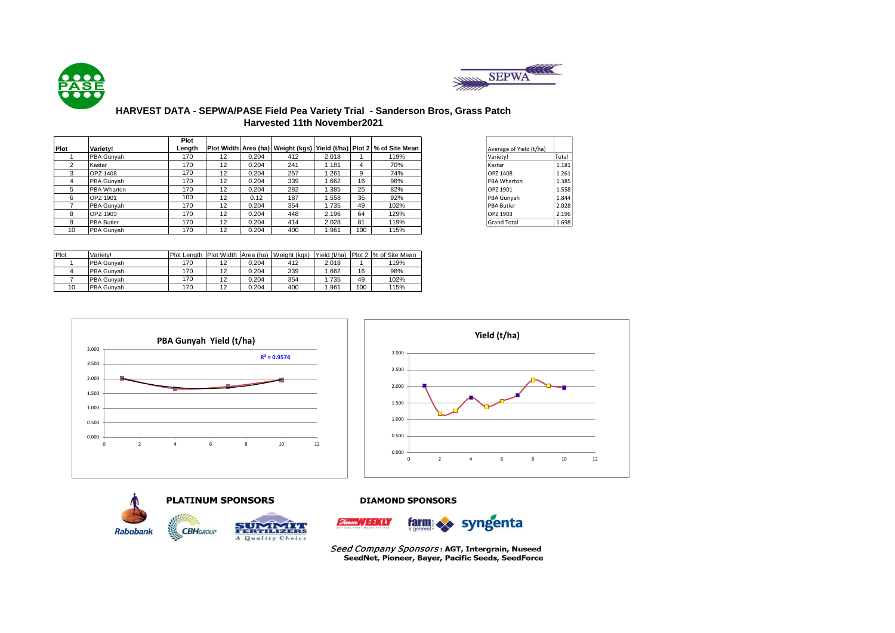# HARVEST DATA - SEPWA/PASE Field Pea Variety Trial - Sanderson Bros, Grass Patch

## Harvested 11th November2021

| Plot | Variety! | Plot Length | Plot Width | Area (ha) | Weight (kgs) | Yield (t/ha) | Plot 2 | % of Site Mean |
|---|---|---|---|---|---|---|---|---|
| 1 | PBA Gunyah | 170 | 12 | 0.204 | 412 | 2.018 | 1 | 119% |
| 2 | Kastar | 170 | 12 | 0.204 | 241 | 1.181 | 4 | 70% |
| 3 | OPZ 1408 | 170 | 12 | 0.204 | 257 | 1.261 | 9 | 74% |
| 4 | PBA Gunyah | 170 | 12 | 0.204 | 339 | 1.662 | 16 | 98% |
| 5 | PBA Wharton | 170 | 12 | 0.204 | 282 | 1.385 | 25 | 82% |
| 6 | OPZ 1901 | 100 | 12 | 0.12 | 187 | 1.558 | 36 | 92% |
| 7 | PBA Gunyah | 170 | 12 | 0.204 | 354 | 1.735 | 49 | 102% |
| 8 | OPZ 1903 | 170 | 12 | 0.204 | 448 | 2.196 | 64 | 129% |
| 9 | PBA Butler | 170 | 12 | 0.204 | 414 | 2.028 | 81 | 119% |
| 10 | PBA Gunyah | 170 | 12 | 0.204 | 400 | 1.961 | 100 | 115% |

| Average of Yield (t/ha) | |
|---|---|
| Variety! | Total |
| Kastar | 1.181 |
| OPZ 1408 | 1.261 |
| PBA Wharton | 1.385 |
| OPZ 1901 | 1.558 |
| PBA Gunyah | 1.844 |
| PBA Butler | 2.028 |
| OPZ 1903 | 2.196 |
| Grand Total | 1.698 |

| Plot | Variety! | Plot Length | Plot Width | Area (ha) | Weight (kgs) | Yield (t/ha) | Plot 2 | % of Site Mean |
|---|---|---|---|---|---|---|---|---|
| 1 | PBA Gunyah | 170 | 12 | 0.204 | 412 | 2.018 | 1 | 119% |
| 4 | PBA Gunyah | 170 | 12 | 0.204 | 339 | 1.662 | 16 | 98% |
| 7 | PBA Gunyah | 170 | 12 | 0.204 | 354 | 1.735 | 49 | 102% |
| 10 | PBA Gunyah | 170 | 12 | 0.204 | 400 | 1.961 | 100 | 115% |

**PBA Gunyah Yield (t/ha)**

$R^2 = 0.9574$

**Yield (t/ha)**

**PLATINUM SPONSORS**

Rabobank, CBH Group, Summit Fertilizers – A Quality Choice

**DIAMOND SPONSORS**

Farm Weekly, Farm & General, Syngenta

*Seed Company Sponsors*: **AGT, Intergrain, Nuseed SeedNet, Pioneer, Bayer, Pacific Seeds, SeedForce**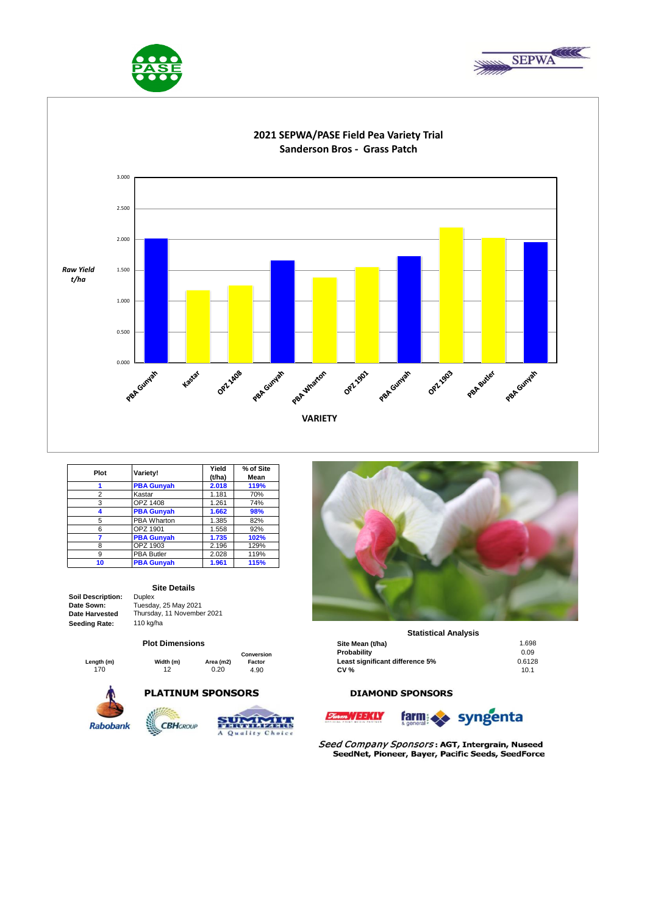# 2021 SEPWA/PASE Field Pea Variety Trial

## Sanderson Bros - Grass Patch

*Raw Yield t/ha*

VARIETY

| Plot | Variety! | Yield (t/ha) | % of Site Mean |
|---|---|---|---|
| **1** | **PBA Gunyah** | **2.018** | **119%** |
| 2 | Kastar | 1.181 | 70% |
| 3 | OPZ 1408 | 1.261 | 74% |
| **4** | **PBA Gunyah** | **1.662** | **98%** |
| 5 | PBA Wharton | 1.385 | 82% |
| 6 | OPZ 1901 | 1.558 | 92% |
| **7** | **PBA Gunyah** | **1.735** | **102%** |
| 8 | OPZ 1903 | 2.196 | 129% |
| 9 | PBA Butler | 2.028 | 119% |
| **10** | **PBA Gunyah** | **1.961** | **115%** |

### Site Details

**Soil Description:** Duplex
**Date Sown:** Tuesday, 25 May 2021
**Date Harvested** Thursday, 11 November 2021
**Seeding Rate:** 110 kg/ha

### Plot Dimensions

| Length (m) | Width (m) | Area (m2) | Conversion Factor |
|---|---|---|---|
| 170 | 12 | 0.20 | 4.90 |

### Statistical Analysis

| | |
|---|---|
| **Site Mean (t/ha)** | 1.698 |
| **Probability** | 0.09 |
| **Least significant difference 5%** | 0.6128 |
| **CV %** | 10.1 |

**PLATINUM SPONSORS**

Rabobank, CBH Group, Summit Fertilizers – A Quality Choice

**DIAMOND SPONSORS**

Farm Weekly, farm & general, syngenta

*Seed Company Sponsors*: **AGT, Intergrain, Nuseed SeedNet, Pioneer, Bayer, Pacific Seeds, SeedForce**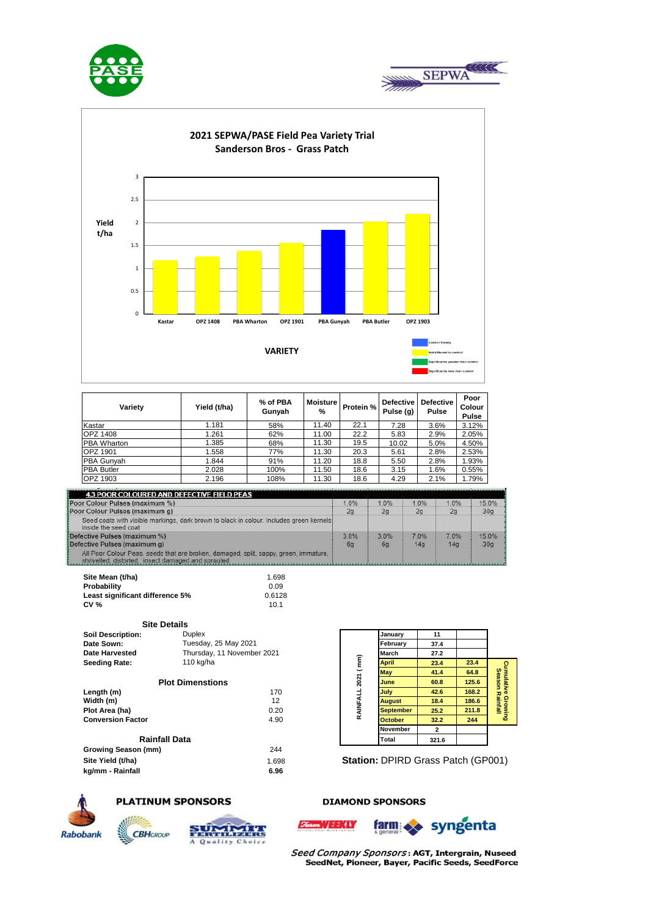PASE

SEPWA

## 2021 SEPWA/PASE Field Pea Variety Trial
### Sanderson Bros - Grass Patch

Yield t/ha

3
2.5
2
1.5
1
0.5
0

Kastar
OPZ 1408
PBA Wharton
OPZ 1901
PBA Gunyah
PBA Butler
OPZ 1903

VARIETY

Control Variety
Not different to control
Significantly greater than control
Significantly less than control

| Variety | Yield (t/ha) | % of PBA Gunyah | Moisture % | Protein % | Defective Pulse (g) | Defective Pulse | Poor Colour Pulse |
|---|---|---|---|---|---|---|---|
| Kastar | 1.181 | 58% | 11.40 | 22.1 | 7.28 | 3.6% | 3.12% |
| OPZ 1408 | 1.261 | 62% | 11.00 | 22.2 | 5.83 | 2.9% | 2.05% |
| PBA Wharton | 1.385 | 68% | 11.30 | 19.5 | 10.02 | 5.0% | 4.50% |
| OPZ 1901 | 1.558 | 77% | 11.30 | 20.3 | 5.61 | 2.8% | 2.53% |
| PBA Gunyah | 1.844 | 91% | 11.20 | 18.8 | 5.50 | 2.8% | 1.93% |
| PBA Butler | 2.028 | 100% | 11.50 | 18.6 | 3.15 | 1.6% | 0.55% |
| OPZ 1903 | 2.196 | 108% | 11.30 | 18.6 | 4.29 | 2.1% | 1.79% |

| 4.3 POOR COLOURED AND DEFECTIVE FIELD PEAS | | | | | |
|---|---|---|---|---|---|
| Poor Colour Pulses (maximum %) | 1.0% | 1.0% | 1.0% | 1.0% | 15.0% |
| Poor Colour Pulses (maximum g) | 2g | 2g | 2g | 2g | 30g |
| Seed coats with visible markings, dark brown to black in colour. Includes green kernels inside the seed coat | | | | | |
| Defective Pulses (maximum %) | 3.0% | 3.0% | 7.0% | 7.0% | 15.0% |
| Defective Pulses (maximum g) | 6g | 6g | 14g | 14g | 30g |
| All Poor Colour Peas, seeds that are broken, damaged, split, sappy, green, immature, shrivelled, distorted, insect damaged and sprouted | | | | | |

| | |
|---|---|
| **Site Mean (t/ha)** | 1.698 |
| **Probability** | 0.09 |
| **Least significant difference 5%** | 0.6128 |
| **CV %** | 10.1 |

### Site Details

| | |
|---|---|
| **Soil Description:** | Duplex |
| **Date Sown:** | Tuesday, 25 May 2021 |
| **Date Harvested** | Thursday, 11 November 2021 |
| **Seeding Rate:** | 110 kg/ha |

### Plot Dimenstions

| | |
|---|---|
| **Length (m)** | 170 |
| **Width (m)** | 12 |
| **Plot Area (ha)** | 0.20 |
| **Conversion Factor** | 4.90 |

### Rainfall Data

| | |
|---|---|
| **Growing Season (mm)** | 244 |
| **Site Yield (t/ha)** | 1.698 |
| **kg/mm - Rainfall** | **6.96** |

| RAINFALL 2021 (mm) | | Cumulative Growing Season Rainfall |
|---|---|---|
| January | 11 | |
| February | 37.4 | |
| March | 27.2 | |
| April | 23.4 | 23.4 |
| May | 41.4 | 64.8 |
| June | 60.8 | 125.6 |
| July | 42.6 | 168.2 |
| August | 18.4 | 186.6 |
| September | 25.2 | 211.8 |
| October | 32.2 | 244 |
| November | 2 | |
| Total | 321.6 | |

**Station:** DPIRD Grass Patch (GP001)

**PLATINUM SPONSORS**

Rabobank, CBH Group, Summit Fertilizers

**DIAMOND SPONSORS**

Farm Weekly, farm & general, syngenta

*Seed Company Sponsors*: **AGT, Intergrain, Nuseed SeedNet, Pioneer, Bayer, Pacific Seeds, SeedForce**